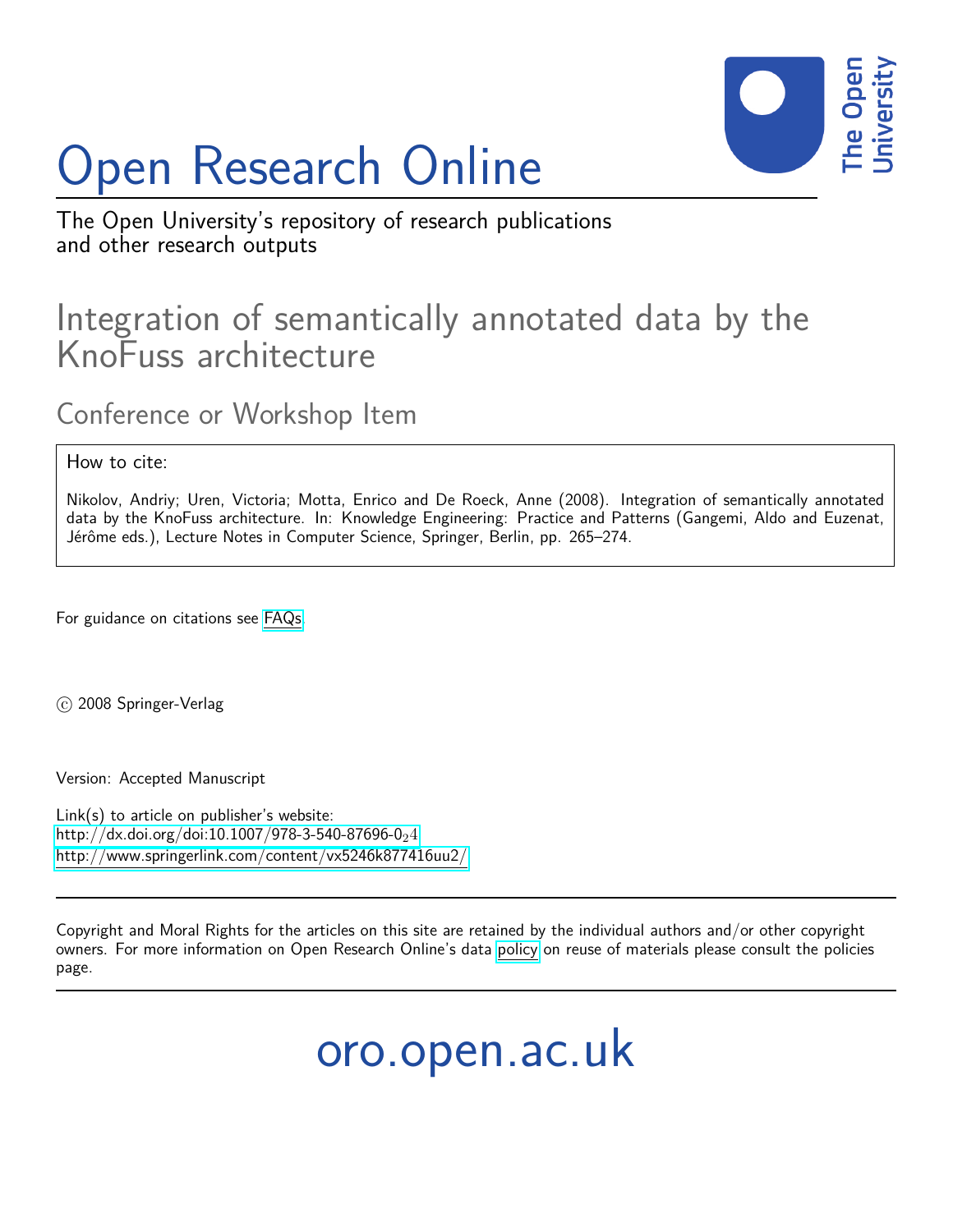# Open Research Online

The Open University's repository of research publications and other research outputs

## Integration of semantically annotated data by the KnoFuss architecture

### Conference or Workshop Item

How to cite:

Nikolov, Andriy; Uren, Victoria; Motta, Enrico and De Roeck, Anne (2008). Integration of semantically annotated data by the KnoFuss architecture. In: Knowledge Engineering: Practice and Patterns (Gangemi, Aldo and Euzenat, Jérôme eds.), Lecture Notes in Computer Science, Springer, Berlin, pp. 265–274.

For guidance on citations see FAQs.

© 2008 Springer-Verlag

Version: Accepted Manuscript

Link(s) to article on publisher's website:
http://dx.doi.org/doi:10.1007/978-3-540-87696-0_24
http://www.springerlink.com/content/vx5246k877416uu2/

Copyright and Moral Rights for the articles on this site are retained by the individual authors and/or other copyright owners. For more information on Open Research Online's data policy on reuse of materials please consult the policies page.

oro.open.ac.uk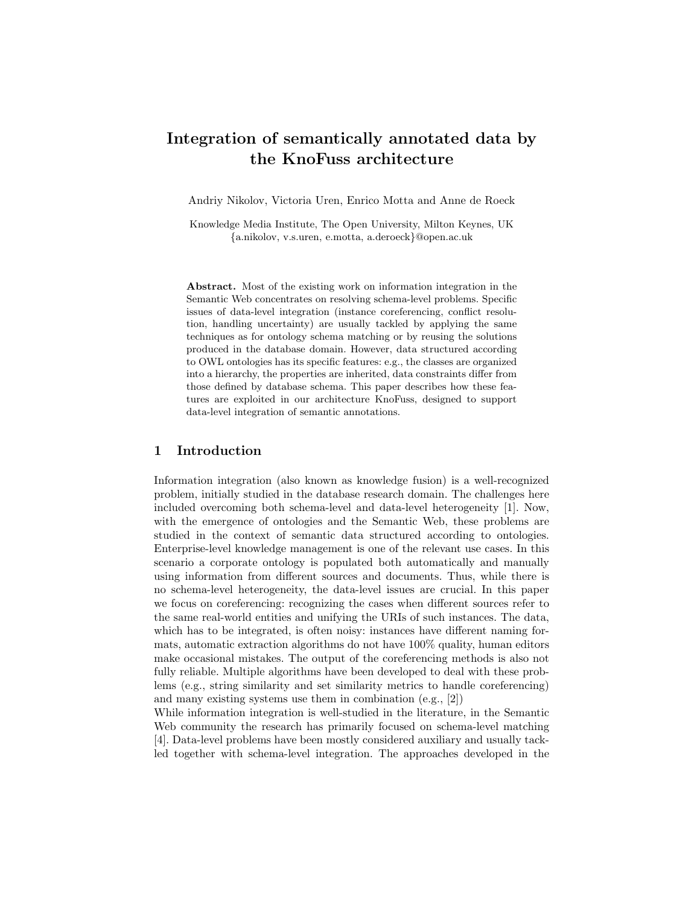# Integration of semantically annotated data by the KnoFuss architecture

Andriy Nikolov, Victoria Uren, Enrico Motta and Anne de Roeck

Knowledge Media Institute, The Open University, Milton Keynes, UK
{a.nikolov, v.s.uren, e.motta, a.deroeck}@open.ac.uk

**Abstract.** Most of the existing work on information integration in the Semantic Web concentrates on resolving schema-level problems. Specific issues of data-level integration (instance coreferencing, conflict resolution, handling uncertainty) are usually tackled by applying the same techniques as for ontology schema matching or by reusing the solutions produced in the database domain. However, data structured according to OWL ontologies has its specific features: e.g., the classes are organized into a hierarchy, the properties are inherited, data constraints differ from those defined by database schema. This paper describes how these features are exploited in our architecture KnoFuss, designed to support data-level integration of semantic annotations.

## 1 Introduction

Information integration (also known as knowledge fusion) is a well-recognized problem, initially studied in the database research domain. The challenges here included overcoming both schema-level and data-level heterogeneity [1]. Now, with the emergence of ontologies and the Semantic Web, these problems are studied in the context of semantic data structured according to ontologies. Enterprise-level knowledge management is one of the relevant use cases. In this scenario a corporate ontology is populated both automatically and manually using information from different sources and documents. Thus, while there is no schema-level heterogeneity, the data-level issues are crucial. In this paper we focus on coreferencing: recognizing the cases when different sources refer to the same real-world entities and unifying the URIs of such instances. The data, which has to be integrated, is often noisy: instances have different naming formats, automatic extraction algorithms do not have 100% quality, human editors make occasional mistakes. The output of the coreferencing methods is also not fully reliable. Multiple algorithms have been developed to deal with these problems (e.g., string similarity and set similarity metrics to handle coreferencing) and many existing systems use them in combination (e.g., [2])
While information integration is well-studied in the literature, in the Semantic Web community the research has primarily focused on schema-level matching [4]. Data-level problems have been mostly considered auxiliary and usually tackled together with schema-level integration. The approaches developed in the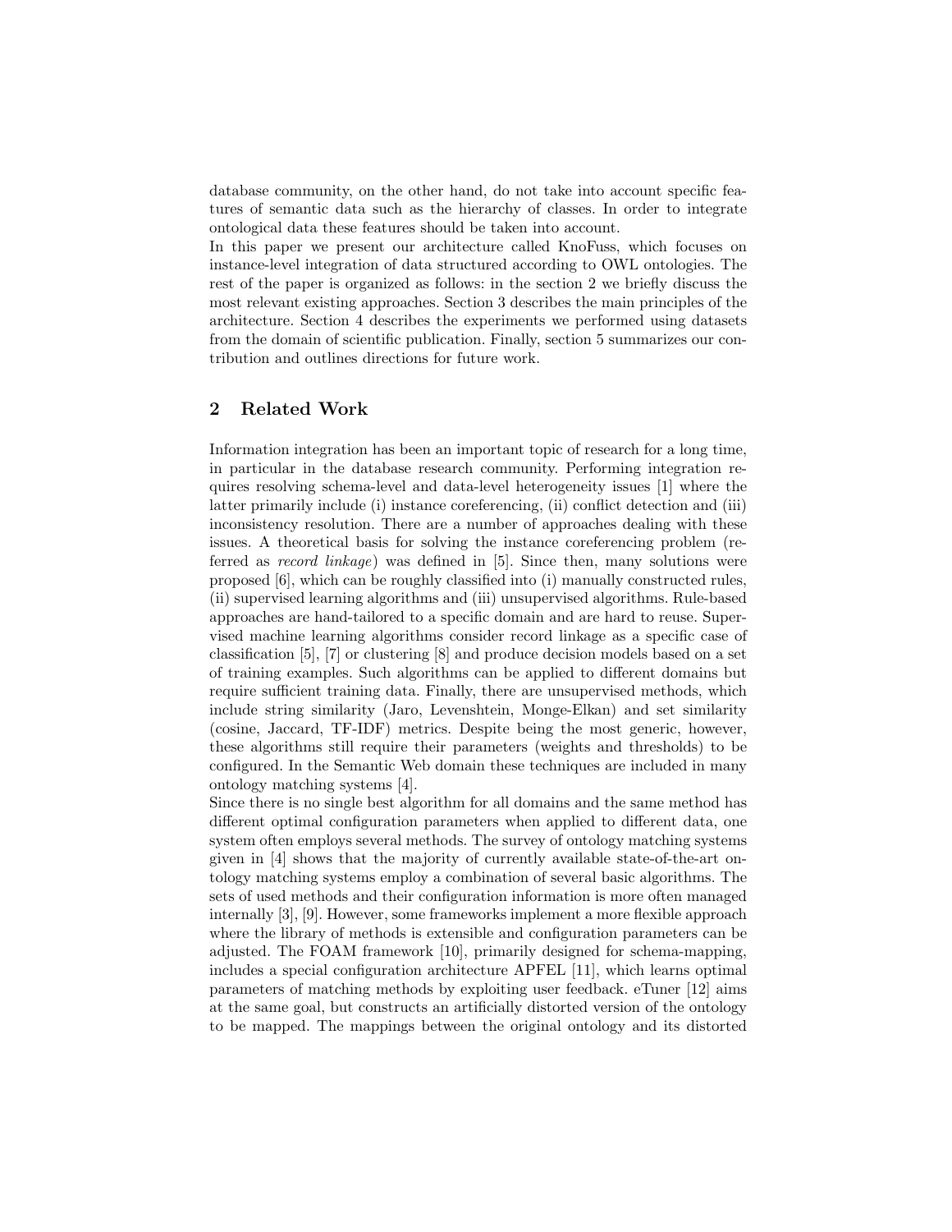database community, on the other hand, do not take into account specific features of semantic data such as the hierarchy of classes. In order to integrate ontological data these features should be taken into account.
In this paper we present our architecture called KnoFuss, which focuses on instance-level integration of data structured according to OWL ontologies. The rest of the paper is organized as follows: in the section 2 we briefly discuss the most relevant existing approaches. Section 3 describes the main principles of the architecture. Section 4 describes the experiments we performed using datasets from the domain of scientific publication. Finally, section 5 summarizes our contribution and outlines directions for future work.

## 2 Related Work

Information integration has been an important topic of research for a long time, in particular in the database research community. Performing integration requires resolving schema-level and data-level heterogeneity issues [1] where the latter primarily include (i) instance coreferencing, (ii) conflict detection and (iii) inconsistency resolution. There are a number of approaches dealing with these issues. A theoretical basis for solving the instance coreferencing problem (referred as *record linkage*) was defined in [5]. Since then, many solutions were proposed [6], which can be roughly classified into (i) manually constructed rules, (ii) supervised learning algorithms and (iii) unsupervised algorithms. Rule-based approaches are hand-tailored to a specific domain and are hard to reuse. Supervised machine learning algorithms consider record linkage as a specific case of classification [5], [7] or clustering [8] and produce decision models based on a set of training examples. Such algorithms can be applied to different domains but require sufficient training data. Finally, there are unsupervised methods, which include string similarity (Jaro, Levenshtein, Monge-Elkan) and set similarity (cosine, Jaccard, TF-IDF) metrics. Despite being the most generic, however, these algorithms still require their parameters (weights and thresholds) to be configured. In the Semantic Web domain these techniques are included in many ontology matching systems [4].
Since there is no single best algorithm for all domains and the same method has different optimal configuration parameters when applied to different data, one system often employs several methods. The survey of ontology matching systems given in [4] shows that the majority of currently available state-of-the-art ontology matching systems employ a combination of several basic algorithms. The sets of used methods and their configuration information is more often managed internally [3], [9]. However, some frameworks implement a more flexible approach where the library of methods is extensible and configuration parameters can be adjusted. The FOAM framework [10], primarily designed for schema-mapping, includes a special configuration architecture APFEL [11], which learns optimal parameters of matching methods by exploiting user feedback. eTuner [12] aims at the same goal, but constructs an artificially distorted version of the ontology to be mapped. The mappings between the original ontology and its distorted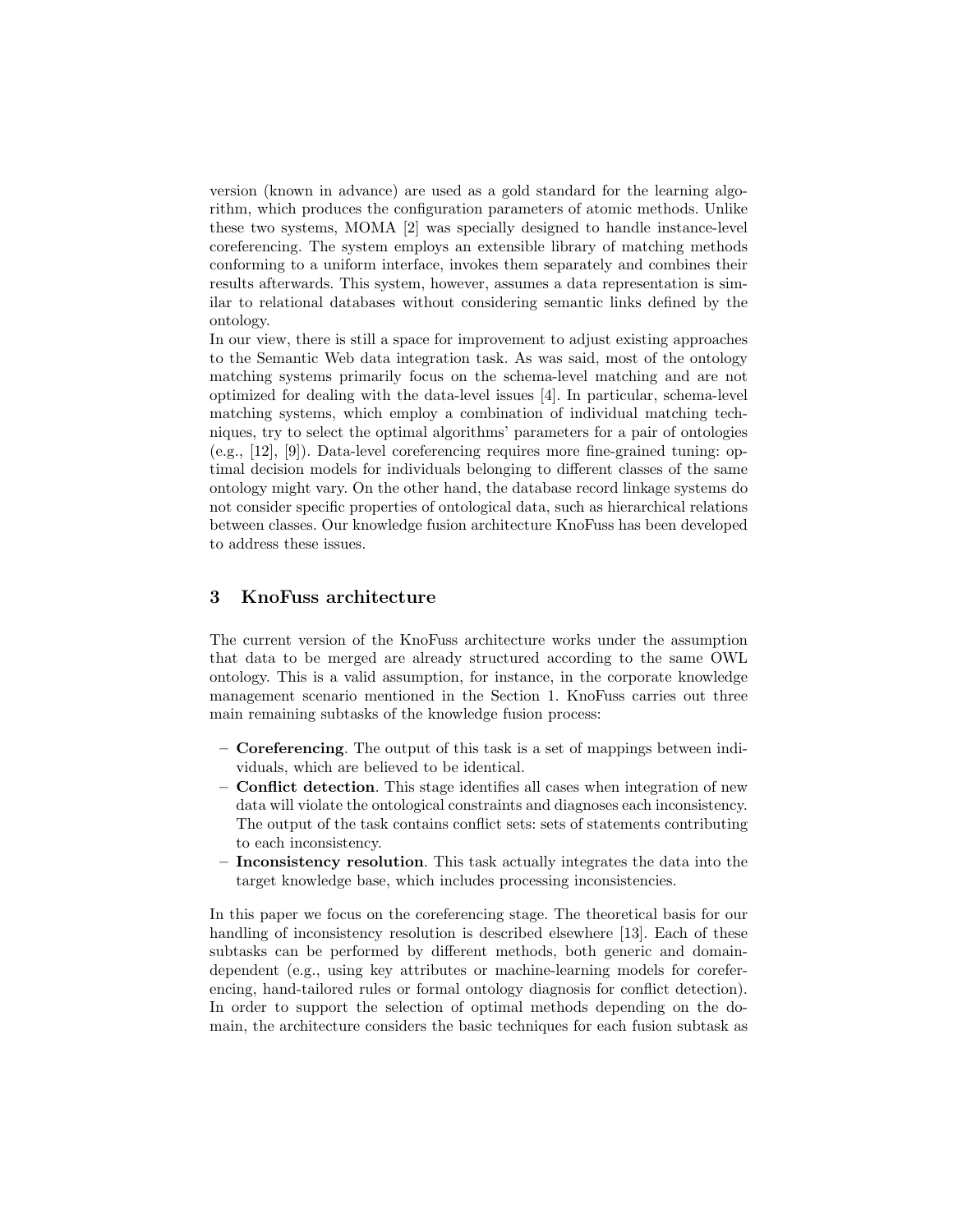version (known in advance) are used as a gold standard for the learning algorithm, which produces the configuration parameters of atomic methods. Unlike these two systems, MOMA [2] was specially designed to handle instance-level coreferencing. The system employs an extensible library of matching methods conforming to a uniform interface, invokes them separately and combines their results afterwards. This system, however, assumes a data representation is similar to relational databases without considering semantic links defined by the ontology.
In our view, there is still a space for improvement to adjust existing approaches to the Semantic Web data integration task. As was said, most of the ontology matching systems primarily focus on the schema-level matching and are not optimized for dealing with the data-level issues [4]. In particular, schema-level matching systems, which employ a combination of individual matching techniques, try to select the optimal algorithms' parameters for a pair of ontologies (e.g., [12], [9]). Data-level coreferencing requires more fine-grained tuning: optimal decision models for individuals belonging to different classes of the same ontology might vary. On the other hand, the database record linkage systems do not consider specific properties of ontological data, such as hierarchical relations between classes. Our knowledge fusion architecture KnoFuss has been developed to address these issues.

## 3 KnoFuss architecture

The current version of the KnoFuss architecture works under the assumption that data to be merged are already structured according to the same OWL ontology. This is a valid assumption, for instance, in the corporate knowledge management scenario mentioned in the Section 1. KnoFuss carries out three main remaining subtasks of the knowledge fusion process:

- **Coreferencing**. The output of this task is a set of mappings between individuals, which are believed to be identical.
- **Conflict detection**. This stage identifies all cases when integration of new data will violate the ontological constraints and diagnoses each inconsistency. The output of the task contains conflict sets: sets of statements contributing to each inconsistency.
- **Inconsistency resolution**. This task actually integrates the data into the target knowledge base, which includes processing inconsistencies.

In this paper we focus on the coreferencing stage. The theoretical basis for our handling of inconsistency resolution is described elsewhere [13]. Each of these subtasks can be performed by different methods, both generic and domain-dependent (e.g., using key attributes or machine-learning models for coreferencing, hand-tailored rules or formal ontology diagnosis for conflict detection). In order to support the selection of optimal methods depending on the domain, the architecture considers the basic techniques for each fusion subtask as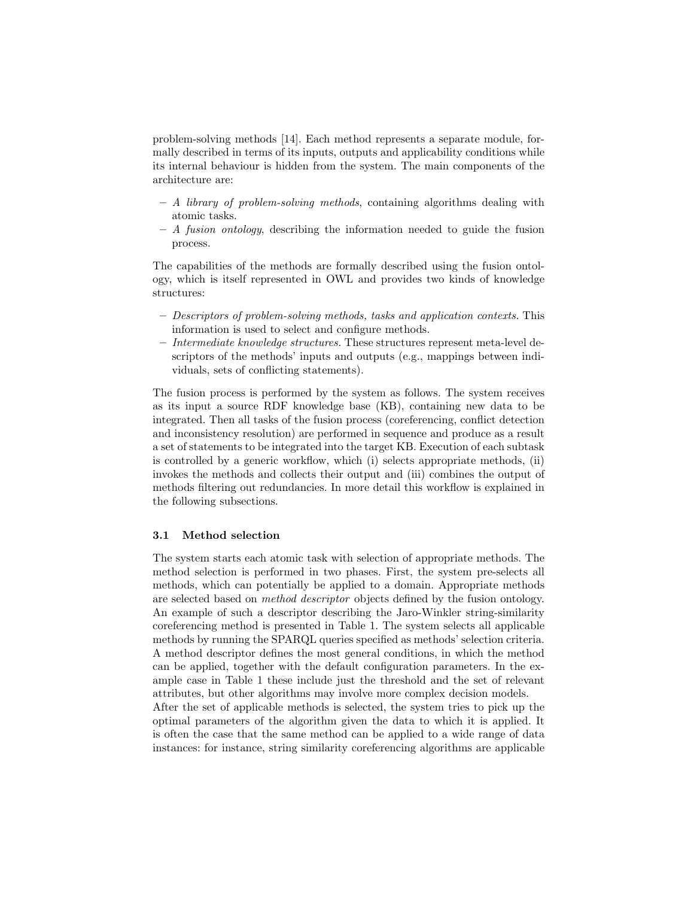problem-solving methods [14]. Each method represents a separate module, formally described in terms of its inputs, outputs and applicability conditions while its internal behaviour is hidden from the system. The main components of the architecture are:

- *A library of problem-solving methods*, containing algorithms dealing with atomic tasks.
- *A fusion ontology*, describing the information needed to guide the fusion process.

The capabilities of the methods are formally described using the fusion ontology, which is itself represented in OWL and provides two kinds of knowledge structures:

- *Descriptors of problem-solving methods, tasks and application contexts.* This information is used to select and configure methods.
- *Intermediate knowledge structures.* These structures represent meta-level descriptors of the methods' inputs and outputs (e.g., mappings between individuals, sets of conflicting statements).

The fusion process is performed by the system as follows. The system receives as its input a source RDF knowledge base (KB), containing new data to be integrated. Then all tasks of the fusion process (coreferencing, conflict detection and inconsistency resolution) are performed in sequence and produce as a result a set of statements to be integrated into the target KB. Execution of each subtask is controlled by a generic workflow, which (i) selects appropriate methods, (ii) invokes the methods and collects their output and (iii) combines the output of methods filtering out redundancies. In more detail this workflow is explained in the following subsections.

### 3.1 Method selection

The system starts each atomic task with selection of appropriate methods. The method selection is performed in two phases. First, the system pre-selects all methods, which can potentially be applied to a domain. Appropriate methods are selected based on *method descriptor* objects defined by the fusion ontology. An example of such a descriptor describing the Jaro-Winkler string-similarity coreferencing method is presented in Table 1. The system selects all applicable methods by running the SPARQL queries specified as methods' selection criteria. A method descriptor defines the most general conditions, in which the method can be applied, together with the default configuration parameters. In the example case in Table 1 these include just the threshold and the set of relevant attributes, but other algorithms may involve more complex decision models.
After the set of applicable methods is selected, the system tries to pick up the optimal parameters of the algorithm given the data to which it is applied. It is often the case that the same method can be applied to a wide range of data instances: for instance, string similarity coreferencing algorithms are applicable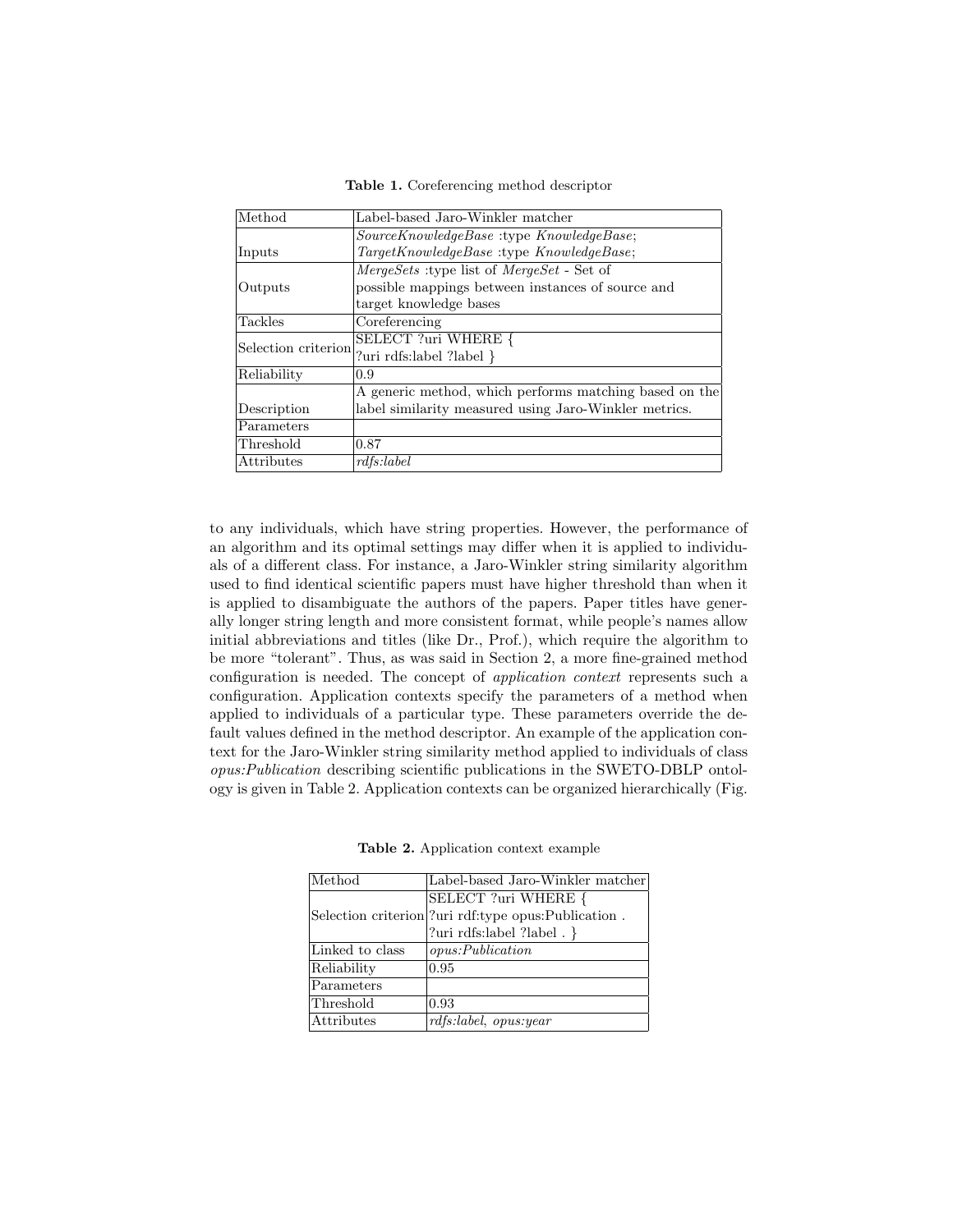**Table 1.** Coreferencing method descriptor

| Method | Label-based Jaro-Winkler matcher |
|---|---|
| Inputs | *SourceKnowledgeBase* :type *KnowledgeBase*; *TargetKnowledgeBase* :type *KnowledgeBase*; |
| Outputs | *MergeSets* :type list of *MergeSet* - Set of possible mappings between instances of source and target knowledge bases |
| Tackles | Coreferencing |
| Selection criterion | SELECT ?uri WHERE { ?uri rdfs:label ?label } |
| Reliability | 0.9 |
| Description | A generic method, which performs matching based on the label similarity measured using Jaro-Winkler metrics. |
| Parameters | |
| Threshold | 0.87 |
| Attributes | *rdfs:label* |

to any individuals, which have string properties. However, the performance of an algorithm and its optimal settings may differ when it is applied to individuals of a different class. For instance, a Jaro-Winkler string similarity algorithm used to find identical scientific papers must have higher threshold than when it is applied to disambiguate the authors of the papers. Paper titles have generally longer string length and more consistent format, while people's names allow initial abbreviations and titles (like Dr., Prof.), which require the algorithm to be more "tolerant". Thus, as was said in Section 2, a more fine-grained method configuration is needed. The concept of *application context* represents such a configuration. Application contexts specify the parameters of a method when applied to individuals of a particular type. These parameters override the default values defined in the method descriptor. An example of the application context for the Jaro-Winkler string similarity method applied to individuals of class *opus:Publication* describing scientific publications in the SWETO-DBLP ontology is given in Table 2. Application contexts can be organized hierarchically (Fig.

**Table 2.** Application context example

| Method | Label-based Jaro-Winkler matcher |
|---|---|
| Selection criterion | SELECT ?uri WHERE { ?uri rdf:type opus:Publication . ?uri rdfs:label ?label . } |
| Linked to class | *opus:Publication* |
| Reliability | 0.95 |
| Parameters | |
| Threshold | 0.93 |
| Attributes | *rdfs:label*, *opus:year* |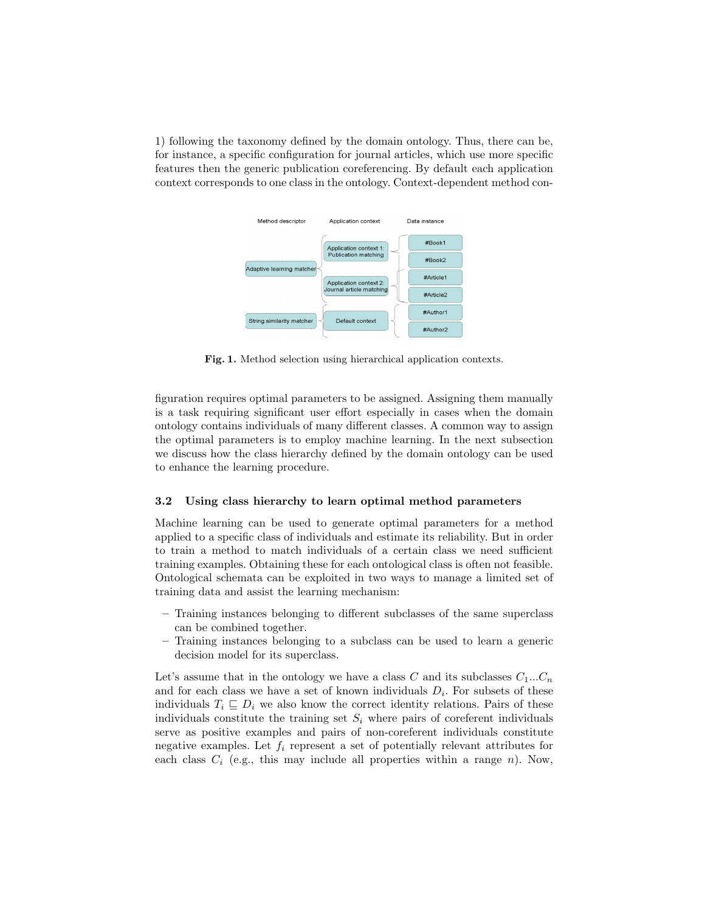1) following the taxonomy defined by the domain ontology. Thus, there can be, for instance, a specific configuration for journal articles, which use more specific features then the generic publication coreferencing. By default each application context corresponds to one class in the ontology. Context-dependent method con-

**Fig. 1.** Method selection using hierarchical application contexts.

figuration requires optimal parameters to be assigned. Assigning them manually is a task requiring significant user effort especially in cases when the domain ontology contains individuals of many different classes. A common way to assign the optimal parameters is to employ machine learning. In the next subsection we discuss how the class hierarchy defined by the domain ontology can be used to enhance the learning procedure.

### 3.2 Using class hierarchy to learn optimal method parameters

Machine learning can be used to generate optimal parameters for a method applied to a specific class of individuals and estimate its reliability. But in order to train a method to match individuals of a certain class we need sufficient training examples. Obtaining these for each ontological class is often not feasible. Ontological schemata can be exploited in two ways to manage a limited set of training data and assist the learning mechanism:

- Training instances belonging to different subclasses of the same superclass can be combined together.
- Training instances belonging to a subclass can be used to learn a generic decision model for its superclass.

Let's assume that in the ontology we have a class $C$ and its subclasses $C_1 ... C_n$ and for each class we have a set of known individuals $D_i$. For subsets of these individuals $T_i \sqsubseteq D_i$ we also know the correct identity relations. Pairs of these individuals constitute the training set $S_i$ where pairs of coreferent individuals serve as positive examples and pairs of non-coreferent individuals constitute negative examples. Let $f_i$ represent a set of potentially relevant attributes for each class $C_i$ (e.g., this may include all properties within a range $n$). Now,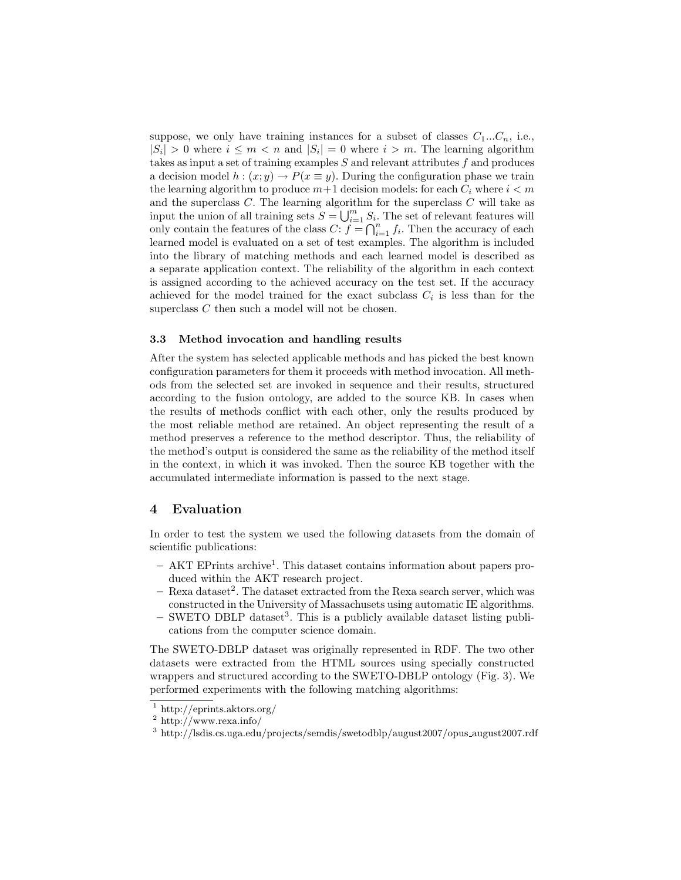suppose, we only have training instances for a subset of classes $C_1...C_n$, i.e., $|S_i| > 0$ where $i \leq m < n$ and $|S_i| = 0$ where $i > m$. The learning algorithm takes as input a set of training examples $S$ and relevant attributes $f$ and produces a decision model $h : (x; y) \rightarrow P(x \equiv y)$. During the configuration phase we train the learning algorithm to produce $m+1$ decision models: for each $C_i$ where $i < m$ and the superclass $C$. The learning algorithm for the superclass $C$ will take as input the union of all training sets $S = \bigcup_{i=1}^{m} S_i$. The set of relevant features will only contain the features of the class $C$: $f = \bigcap_{i=1}^{n} f_i$. Then the accuracy of each learned model is evaluated on a set of test examples. The algorithm is included into the library of matching methods and each learned model is described as a separate application context. The reliability of the algorithm in each context is assigned according to the achieved accuracy on the test set. If the accuracy achieved for the model trained for the exact subclass $C_i$ is less than for the superclass $C$ then such a model will not be chosen.

### 3.3 Method invocation and handling results

After the system has selected applicable methods and has picked the best known configuration parameters for them it proceeds with method invocation. All methods from the selected set are invoked in sequence and their results, structured according to the fusion ontology, are added to the source KB. In cases when the results of methods conflict with each other, only the results produced by the most reliable method are retained. An object representing the result of a method preserves a reference to the method descriptor. Thus, the reliability of the method's output is considered the same as the reliability of the method itself in the context, in which it was invoked. Then the source KB together with the accumulated intermediate information is passed to the next stage.

## 4 Evaluation

In order to test the system we used the following datasets from the domain of scientific publications:

- AKT EPrints archive[1]. This dataset contains information about papers produced within the AKT research project.
- Rexa dataset[2]. The dataset extracted from the Rexa search server, which was constructed in the University of Massachusets using automatic IE algorithms.
- SWETO DBLP dataset[3]. This is a publicly available dataset listing publications from the computer science domain.

The SWETO-DBLP dataset was originally represented in RDF. The two other datasets were extracted from the HTML sources using specially constructed wrappers and structured according to the SWETO-DBLP ontology (Fig. 3). We performed experiments with the following matching algorithms:

[1] http://eprints.aktors.org/

[2] http://www.rexa.info/

[3] http://lsdis.cs.uga.edu/projects/semdis/swetodblp/august2007/opus_august2007.rdf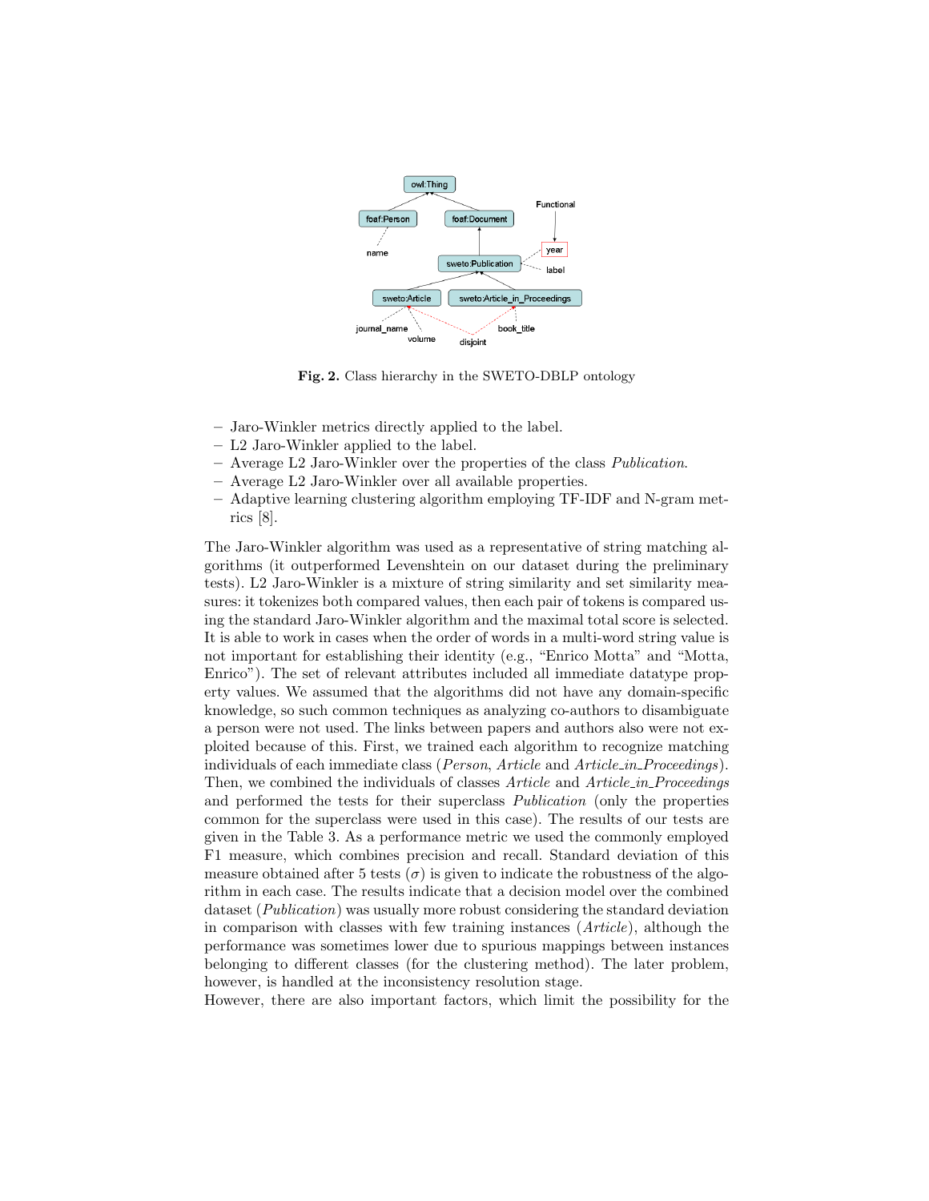**Fig. 2.** Class hierarchy in the SWETO-DBLP ontology

- Jaro-Winkler metrics directly applied to the label.
- L2 Jaro-Winkler applied to the label.
- Average L2 Jaro-Winkler over the properties of the class *Publication*.
- Average L2 Jaro-Winkler over all available properties.
- Adaptive learning clustering algorithm employing TF-IDF and N-gram metrics [8].

The Jaro-Winkler algorithm was used as a representative of string matching algorithms (it outperformed Levenshtein on our dataset during the preliminary tests). L2 Jaro-Winkler is a mixture of string similarity and set similarity measures: it tokenizes both compared values, then each pair of tokens is compared using the standard Jaro-Winkler algorithm and the maximal total score is selected. It is able to work in cases when the order of words in a multi-word string value is not important for establishing their identity (e.g., "Enrico Motta" and "Motta, Enrico"). The set of relevant attributes included all immediate datatype property values. We assumed that the algorithms did not have any domain-specific knowledge, so such common techniques as analyzing co-authors to disambiguate a person were not used. The links between papers and authors also were not exploited because of this. First, we trained each algorithm to recognize matching individuals of each immediate class (*Person*, *Article* and *Article_in_Proceedings*). Then, we combined the individuals of classes *Article* and *Article_in_Proceedings* and performed the tests for their superclass *Publication* (only the properties common for the superclass were used in this case). The results of our tests are given in the Table 3. As a performance metric we used the commonly employed F1 measure, which combines precision and recall. Standard deviation of this measure obtained after 5 tests ($\sigma$) is given to indicate the robustness of the algorithm in each case. The results indicate that a decision model over the combined dataset (*Publication*) was usually more robust considering the standard deviation in comparison with classes with few training instances (*Article*), although the performance was sometimes lower due to spurious mappings between instances belonging to different classes (for the clustering method). The later problem, however, is handled at the inconsistency resolution stage.
However, there are also important factors, which limit the possibility for the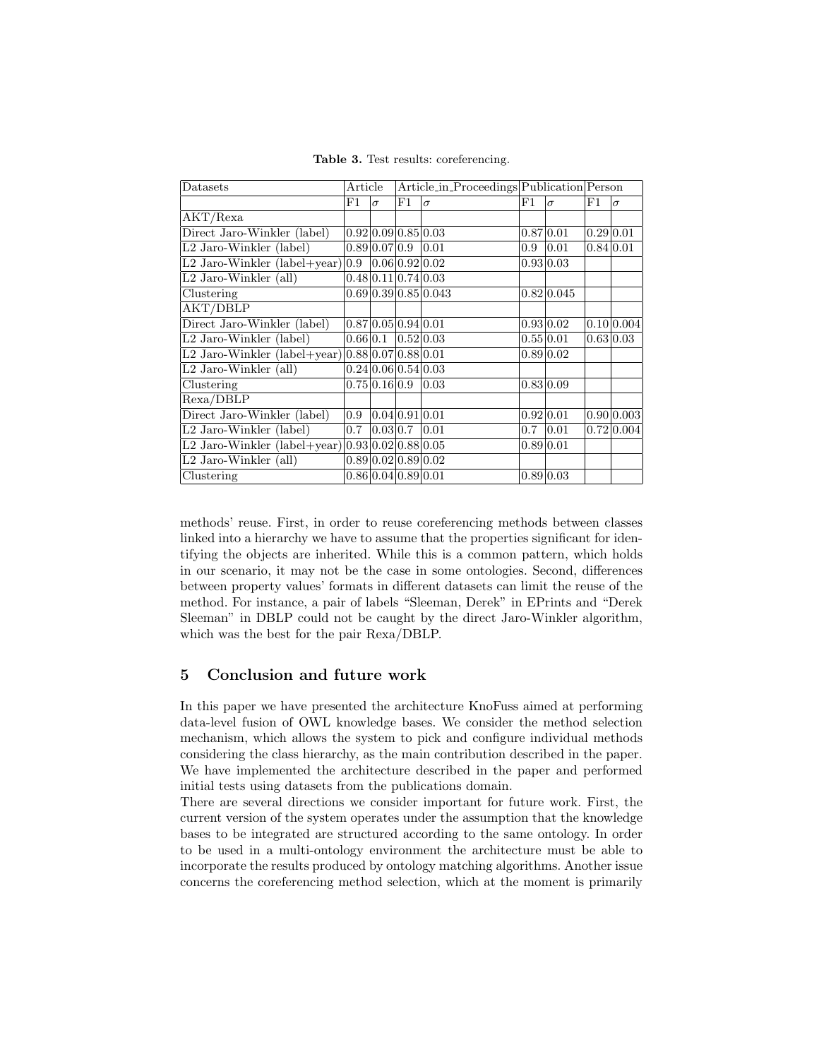**Table 3.** Test results: coreferencing.

| Datasets | Article | | Article_in_Proceedings | | Publication | | Person | |
|---|---|---|---|---|---|---|---|---|
| | F1 | $\sigma$ | F1 | $\sigma$ | F1 | $\sigma$ | F1 | $\sigma$ |
| AKT/Rexa | | | | | | | | |
| Direct Jaro-Winkler (label) | 0.92 | 0.09 | 0.85 | 0.03 | 0.87 | 0.01 | 0.29 | 0.01 |
| L2 Jaro-Winkler (label) | 0.89 | 0.07 | 0.9 | 0.01 | 0.9 | 0.01 | 0.84 | 0.01 |
| L2 Jaro-Winkler (label+year) | 0.9 | 0.06 | 0.92 | 0.02 | 0.93 | 0.03 | | |
| L2 Jaro-Winkler (all) | 0.48 | 0.11 | 0.74 | 0.03 | | | | |
| Clustering | 0.69 | 0.39 | 0.85 | 0.043 | 0.82 | 0.045 | | |
| AKT/DBLP | | | | | | | | |
| Direct Jaro-Winkler (label) | 0.87 | 0.05 | 0.94 | 0.01 | 0.93 | 0.02 | 0.10 | 0.004 |
| L2 Jaro-Winkler (label) | 0.66 | 0.1 | 0.52 | 0.03 | 0.55 | 0.01 | 0.63 | 0.03 |
| L2 Jaro-Winkler (label+year) | 0.88 | 0.07 | 0.88 | 0.01 | 0.89 | 0.02 | | |
| L2 Jaro-Winkler (all) | 0.24 | 0.06 | 0.54 | 0.03 | | | | |
| Clustering | 0.75 | 0.16 | 0.9 | 0.03 | 0.83 | 0.09 | | |
| Rexa/DBLP | | | | | | | | |
| Direct Jaro-Winkler (label) | 0.9 | 0.04 | 0.91 | 0.01 | 0.92 | 0.01 | 0.90 | 0.003 |
| L2 Jaro-Winkler (label) | 0.7 | 0.03 | 0.7 | 0.01 | 0.7 | 0.01 | 0.72 | 0.004 |
| L2 Jaro-Winkler (label+year) | 0.93 | 0.02 | 0.88 | 0.05 | 0.89 | 0.01 | | |
| L2 Jaro-Winkler (all) | 0.89 | 0.02 | 0.89 | 0.02 | | | | |
| Clustering | 0.86 | 0.04 | 0.89 | 0.01 | 0.89 | 0.03 | | |

methods' reuse. First, in order to reuse coreferencing methods between classes linked into a hierarchy we have to assume that the properties significant for identifying the objects are inherited. While this is a common pattern, which holds in our scenario, it may not be the case in some ontologies. Second, differences between property values' formats in different datasets can limit the reuse of the method. For instance, a pair of labels "Sleeman, Derek" in EPrints and "Derek Sleeman" in DBLP could not be caught by the direct Jaro-Winkler algorithm, which was the best for the pair Rexa/DBLP.

## 5 Conclusion and future work

In this paper we have presented the architecture KnoFuss aimed at performing data-level fusion of OWL knowledge bases. We consider the method selection mechanism, which allows the system to pick and configure individual methods considering the class hierarchy, as the main contribution described in the paper. We have implemented the architecture described in the paper and performed initial tests using datasets from the publications domain.

There are several directions we consider important for future work. First, the current version of the system operates under the assumption that the knowledge bases to be integrated are structured according to the same ontology. In order to be used in a multi-ontology environment the architecture must be able to incorporate the results produced by ontology matching algorithms. Another issue concerns the coreferencing method selection, which at the moment is primarily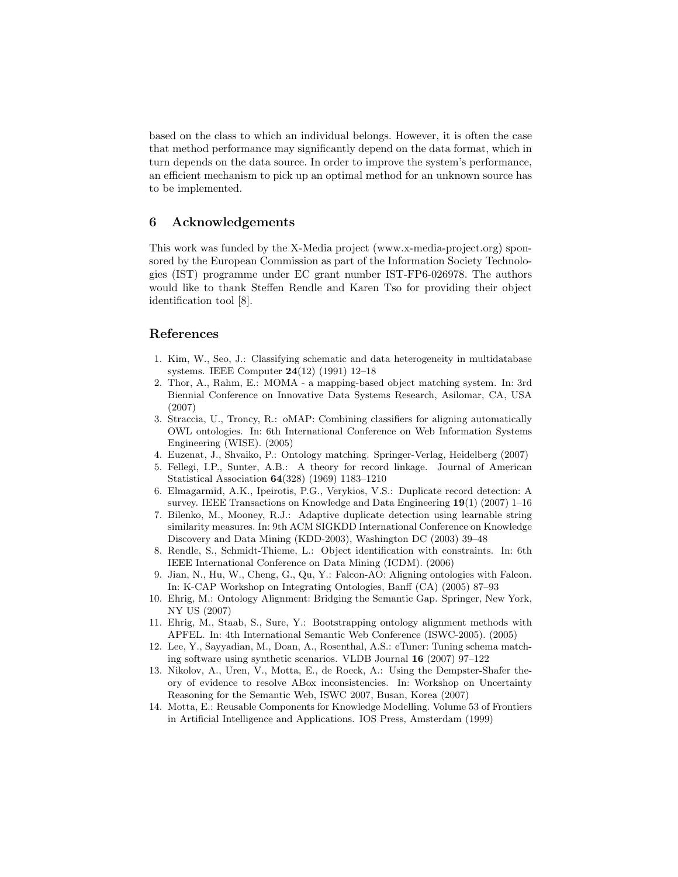based on the class to which an individual belongs. However, it is often the case that method performance may significantly depend on the data format, which in turn depends on the data source. In order to improve the system's performance, an efficient mechanism to pick up an optimal method for an unknown source has to be implemented.

## 6 Acknowledgements

This work was funded by the X-Media project (www.x-media-project.org) sponsored by the European Commission as part of the Information Society Technologies (IST) programme under EC grant number IST-FP6-026978. The authors would like to thank Steffen Rendle and Karen Tso for providing their object identification tool [8].

## References

1. Kim, W., Seo, J.: Classifying schematic and data heterogeneity in multidatabase systems. IEEE Computer **24**(12) (1991) 12–18
2. Thor, A., Rahm, E.: MOMA - a mapping-based object matching system. In: 3rd Biennial Conference on Innovative Data Systems Research, Asilomar, CA, USA (2007)
3. Straccia, U., Troncy, R.: oMAP: Combining classifiers for aligning automatically OWL ontologies. In: 6th International Conference on Web Information Systems Engineering (WISE). (2005)
4. Euzenat, J., Shvaiko, P.: Ontology matching. Springer-Verlag, Heidelberg (2007)
5. Fellegi, I.P., Sunter, A.B.: A theory for record linkage. Journal of American Statistical Association **64**(328) (1969) 1183–1210
6. Elmagarmid, A.K., Ipeirotis, P.G., Verykios, V.S.: Duplicate record detection: A survey. IEEE Transactions on Knowledge and Data Engineering **19**(1) (2007) 1–16
7. Bilenko, M., Mooney, R.J.: Adaptive duplicate detection using learnable string similarity measures. In: 9th ACM SIGKDD International Conference on Knowledge Discovery and Data Mining (KDD-2003), Washington DC (2003) 39–48
8. Rendle, S., Schmidt-Thieme, L.: Object identification with constraints. In: 6th IEEE International Conference on Data Mining (ICDM). (2006)
9. Jian, N., Hu, W., Cheng, G., Qu, Y.: Falcon-AO: Aligning ontologies with Falcon. In: K-CAP Workshop on Integrating Ontologies, Banff (CA) (2005) 87–93
10. Ehrig, M.: Ontology Alignment: Bridging the Semantic Gap. Springer, New York, NY US (2007)
11. Ehrig, M., Staab, S., Sure, Y.: Bootstrapping ontology alignment methods with APFEL. In: 4th International Semantic Web Conference (ISWC-2005). (2005)
12. Lee, Y., Sayyadian, M., Doan, A., Rosenthal, A.S.: eTuner: Tuning schema matching software using synthetic scenarios. VLDB Journal **16** (2007) 97–122
13. Nikolov, A., Uren, V., Motta, E., de Roeck, A.: Using the Dempster-Shafer theory of evidence to resolve ABox inconsistencies. In: Workshop on Uncertainty Reasoning for the Semantic Web, ISWC 2007, Busan, Korea (2007)
14. Motta, E.: Reusable Components for Knowledge Modelling. Volume 53 of Frontiers in Artificial Intelligence and Applications. IOS Press, Amsterdam (1999)